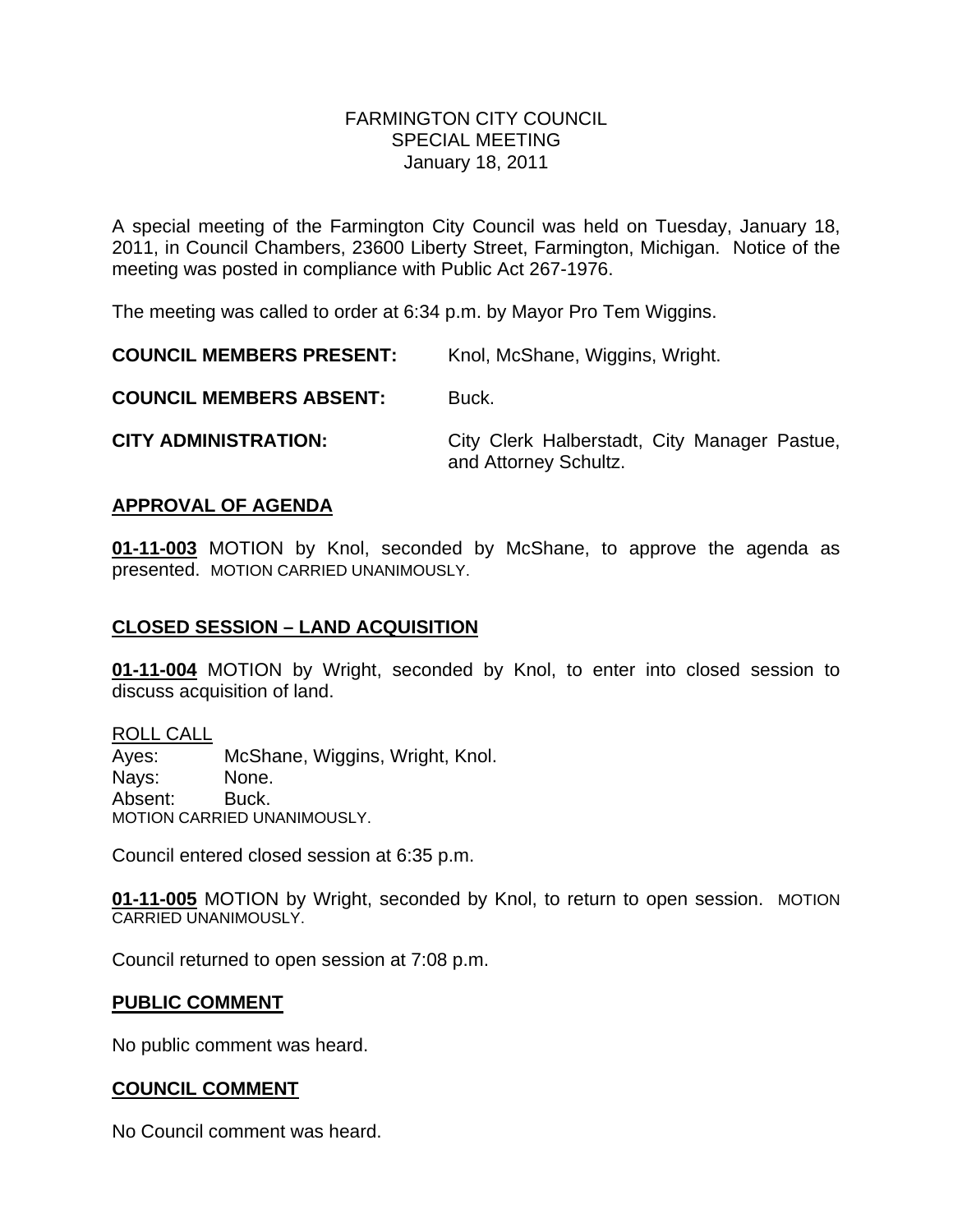# FARMINGTON CITY COUNCIL
# SPECIAL MEETING
# January 18, 2011

A special meeting of the Farmington City Council was held on Tuesday, January 18, 2011, in Council Chambers, 23600 Liberty Street, Farmington, Michigan. Notice of the meeting was posted in compliance with Public Act 267-1976.

The meeting was called to order at 6:34 p.m. by Mayor Pro Tem Wiggins.

**COUNCIL MEMBERS PRESENT:** Knol, McShane, Wiggins, Wright.

**COUNCIL MEMBERS ABSENT:** Buck.

**CITY ADMINISTRATION:** City Clerk Halberstadt, City Manager Pastue, and Attorney Schultz.

## APPROVAL OF AGENDA

**01-11-003** MOTION by Knol, seconded by McShane, to approve the agenda as presented. MOTION CARRIED UNANIMOUSLY.

## CLOSED SESSION – LAND ACQUISITION

**01-11-004** MOTION by Wright, seconded by Knol, to enter into closed session to discuss acquisition of land.

ROLL CALL
Ayes: McShane, Wiggins, Wright, Knol.
Nays: None.
Absent: Buck.
MOTION CARRIED UNANIMOUSLY.

Council entered closed session at 6:35 p.m.

**01-11-005** MOTION by Wright, seconded by Knol, to return to open session. MOTION CARRIED UNANIMOUSLY.

Council returned to open session at 7:08 p.m.

## PUBLIC COMMENT

No public comment was heard.

## COUNCIL COMMENT

No Council comment was heard.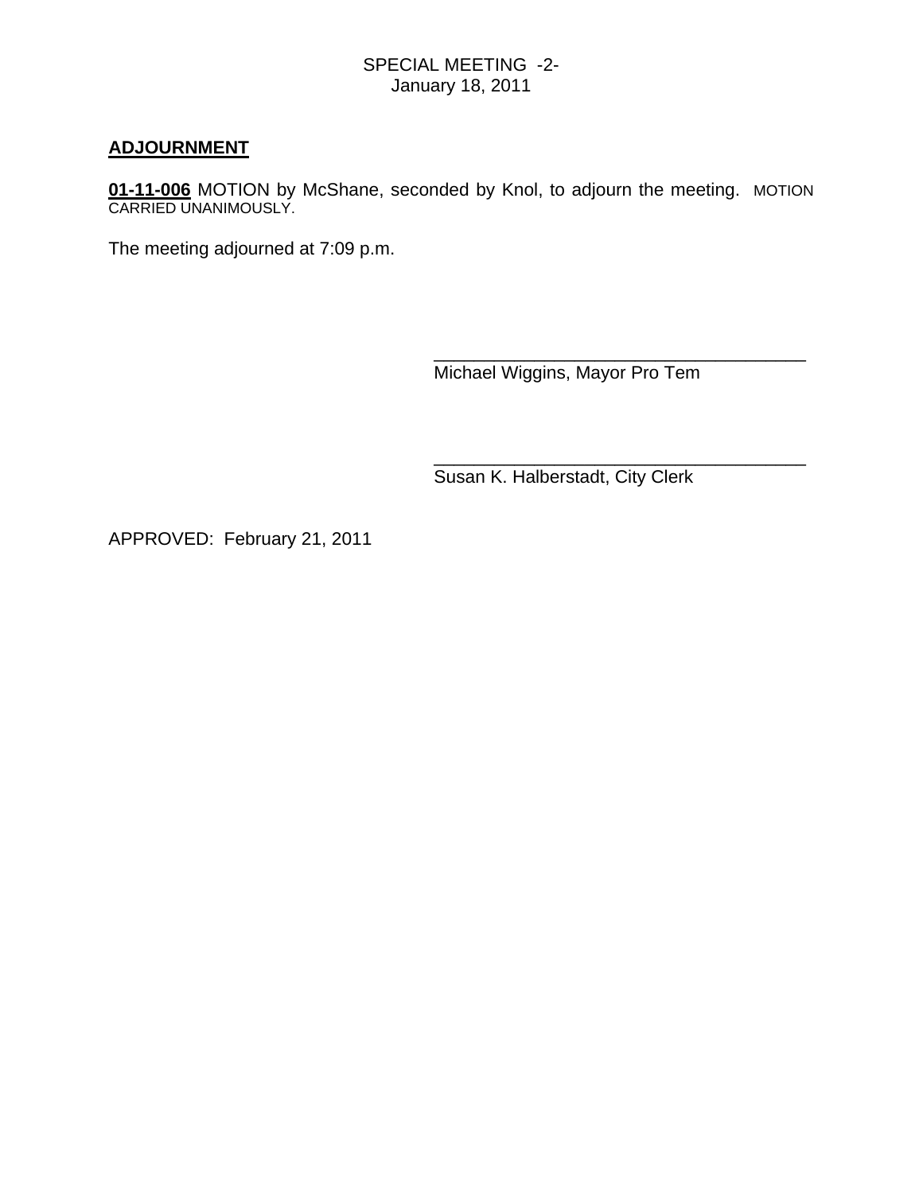## ADJOURNMENT

**01-11-006** MOTION by McShane, seconded by Knol, to adjourn the meeting. MOTION CARRIED UNANIMOUSLY.

The meeting adjourned at 7:09 p.m.

\_\_\_\_\_\_\_\_\_\_\_\_\_\_\_\_\_\_\_\_\_\_\_\_\_\_\_\_\_\_\_\_\_\_\_\_\_\_
Michael Wiggins, Mayor Pro Tem

\_\_\_\_\_\_\_\_\_\_\_\_\_\_\_\_\_\_\_\_\_\_\_\_\_\_\_\_\_\_\_\_\_\_\_\_\_\_
Susan K. Halberstadt, City Clerk

APPROVED: February 21, 2011